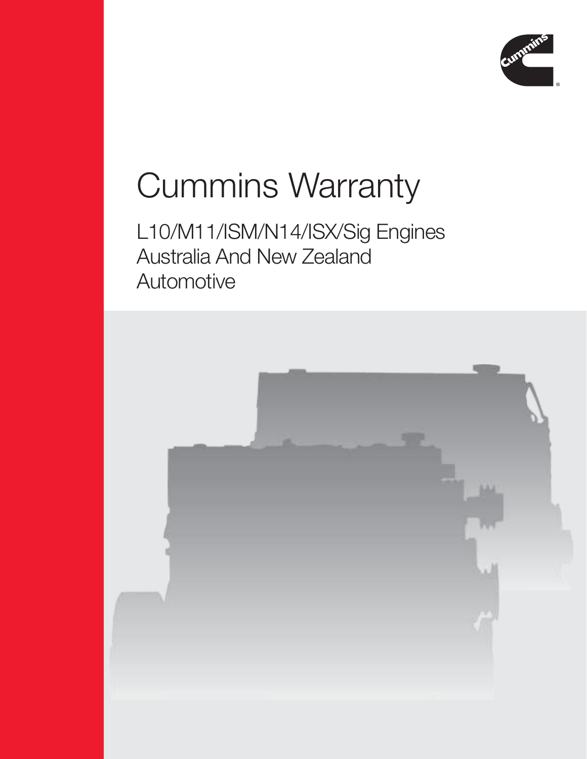# Cummins Warranty

L10/M11/ISM/N14/ISX/Sig Engines
Australia And New Zealand
Automotive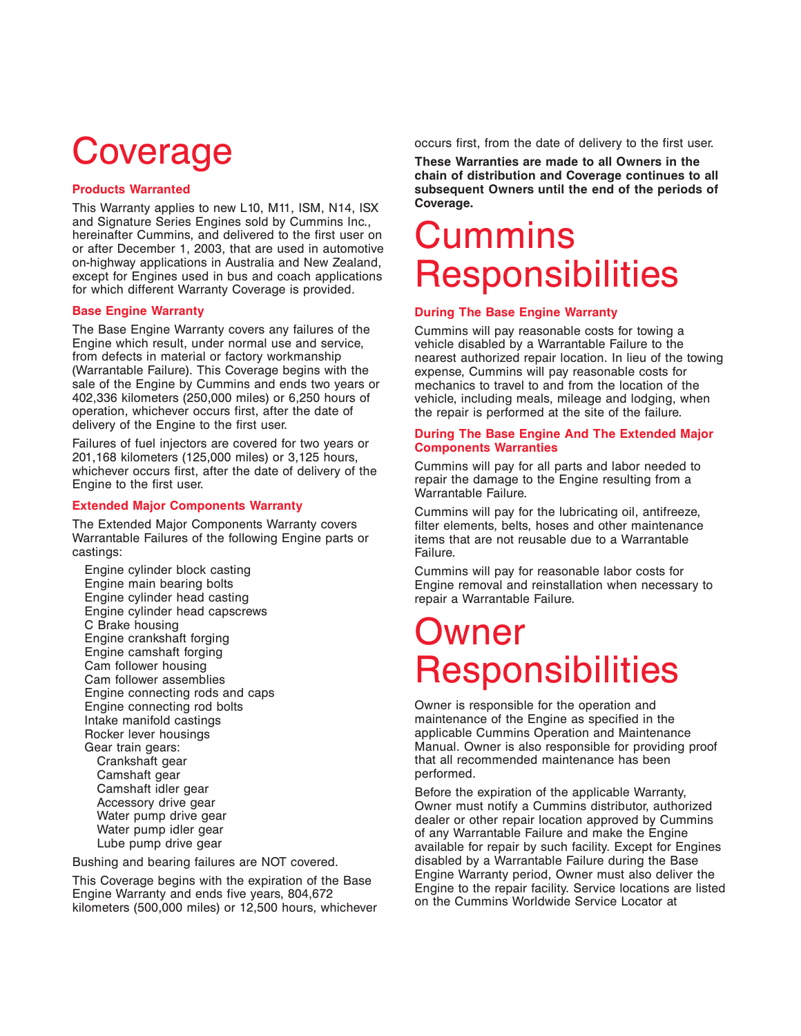# Coverage

### Products Warranted

This Warranty applies to new L10, M11, ISM, N14, ISX and Signature Series Engines sold by Cummins Inc., hereinafter Cummins, and delivered to the first user on or after December 1, 2003, that are used in automotive on-highway applications in Australia and New Zealand, except for Engines used in bus and coach applications for which different Warranty Coverage is provided.

### Base Engine Warranty

The Base Engine Warranty covers any failures of the Engine which result, under normal use and service, from defects in material or factory workmanship (Warrantable Failure). This Coverage begins with the sale of the Engine by Cummins and ends two years or 402,336 kilometers (250,000 miles) or 6,250 hours of operation, whichever occurs first, after the date of delivery of the Engine to the first user.

Failures of fuel injectors are covered for two years or 201,168 kilometers (125,000 miles) or 3,125 hours, whichever occurs first, after the date of delivery of the Engine to the first user.

### Extended Major Components Warranty

The Extended Major Components Warranty covers Warrantable Failures of the following Engine parts or castings:

- Engine cylinder block casting
- Engine main bearing bolts
- Engine cylinder head casting
- Engine cylinder head capscrews
- C Brake housing
- Engine crankshaft forging
- Engine camshaft forging
- Cam follower housing
- Cam follower assemblies
- Engine connecting rods and caps
- Engine connecting rod bolts
- Intake manifold castings
- Rocker lever housings
- Gear train gears:
  - Crankshaft gear
  - Camshaft gear
  - Camshaft idler gear
  - Accessory drive gear
  - Water pump drive gear
  - Water pump idler gear
  - Lube pump drive gear

Bushing and bearing failures are NOT covered.

This Coverage begins with the expiration of the Base Engine Warranty and ends five years, 804,672 kilometers (500,000 miles) or 12,500 hours, whichever occurs first, from the date of delivery to the first user.

**These Warranties are made to all Owners in the chain of distribution and Coverage continues to all subsequent Owners until the end of the periods of Coverage.**

# Cummins Responsibilities

### During The Base Engine Warranty

Cummins will pay reasonable costs for towing a vehicle disabled by a Warrantable Failure to the nearest authorized repair location. In lieu of the towing expense, Cummins will pay reasonable costs for mechanics to travel to and from the location of the vehicle, including meals, mileage and lodging, when the repair is performed at the site of the failure.

### During The Base Engine And The Extended Major Components Warranties

Cummins will pay for all parts and labor needed to repair the damage to the Engine resulting from a Warrantable Failure.

Cummins will pay for the lubricating oil, antifreeze, filter elements, belts, hoses and other maintenance items that are not reusable due to a Warrantable Failure.

Cummins will pay for reasonable labor costs for Engine removal and reinstallation when necessary to repair a Warrantable Failure.

# Owner Responsibilities

Owner is responsible for the operation and maintenance of the Engine as specified in the applicable Cummins Operation and Maintenance Manual. Owner is also responsible for providing proof that all recommended maintenance has been performed.

Before the expiration of the applicable Warranty, Owner must notify a Cummins distributor, authorized dealer or other repair location approved by Cummins of any Warrantable Failure and make the Engine available for repair by such facility. Except for Engines disabled by a Warrantable Failure during the Base Engine Warranty period, Owner must also deliver the Engine to the repair facility. Service locations are listed on the Cummins Worldwide Service Locator at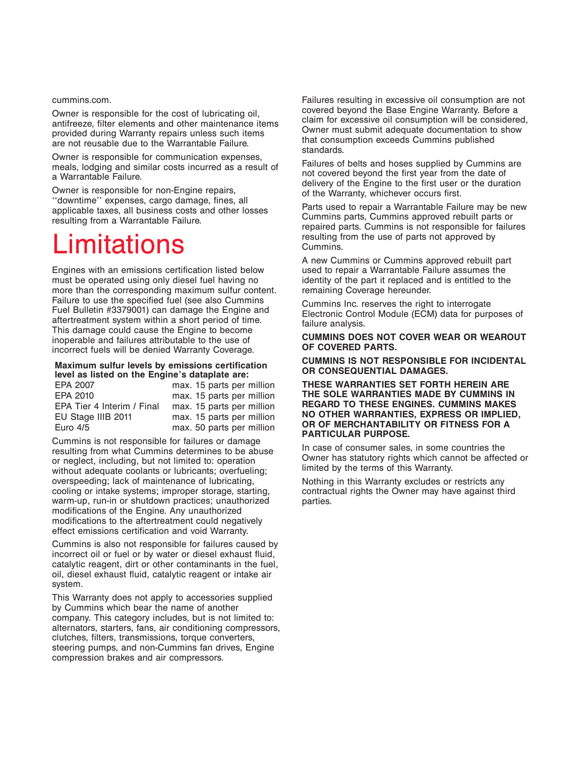cummins.com.

Owner is responsible for the cost of lubricating oil, antifreeze, filter elements and other maintenance items provided during Warranty repairs unless such items are not reusable due to the Warrantable Failure.

Owner is responsible for communication expenses, meals, lodging and similar costs incurred as a result of a Warrantable Failure.

Owner is responsible for non-Engine repairs, ''downtime'' expenses, cargo damage, fines, all applicable taxes, all business costs and other losses resulting from a Warrantable Failure.

# Limitations

Engines with an emissions certification listed below must be operated using only diesel fuel having no more than the corresponding maximum sulfur content. Failure to use the specified fuel (see also Cummins Fuel Bulletin #3379001) can damage the Engine and aftertreatment system within a short period of time. This damage could cause the Engine to become inoperable and failures attributable to the use of incorrect fuels will be denied Warranty Coverage.

**Maximum sulfur levels by emissions certification level as listed on the Engine's dataplate are:**

| | |
|---|---|
| EPA 2007 | max. 15 parts per million |
| EPA 2010 | max. 15 parts per million |
| EPA Tier 4 Interim / Final | max. 15 parts per million |
| EU Stage IIIB 2011 | max. 15 parts per million |
| Euro 4/5 | max. 50 parts per million |

Cummins is not responsible for failures or damage resulting from what Cummins determines to be abuse or neglect, including, but not limited to: operation without adequate coolants or lubricants; overfueling; overspeeding; lack of maintenance of lubricating, cooling or intake systems; improper storage, starting, warm-up, run-in or shutdown practices; unauthorized modifications of the Engine. Any unauthorized modifications to the aftertreatment could negatively effect emissions certification and void Warranty.

Cummins is also not responsible for failures caused by incorrect oil or fuel or by water or diesel exhaust fluid, catalytic reagent, dirt or other contaminants in the fuel, oil, diesel exhaust fluid, catalytic reagent or intake air system.

This Warranty does not apply to accessories supplied by Cummins which bear the name of another company. This category includes, but is not limited to: alternators, starters, fans, air conditioning compressors, clutches, filters, transmissions, torque converters, steering pumps, and non-Cummins fan drives, Engine compression brakes and air compressors.

Failures resulting in excessive oil consumption are not covered beyond the Base Engine Warranty. Before a claim for excessive oil consumption will be considered, Owner must submit adequate documentation to show that consumption exceeds Cummins published standards.

Failures of belts and hoses supplied by Cummins are not covered beyond the first year from the date of delivery of the Engine to the first user or the duration of the Warranty, whichever occurs first.

Parts used to repair a Warrantable Failure may be new Cummins parts, Cummins approved rebuilt parts or repaired parts. Cummins is not responsible for failures resulting from the use of parts not approved by Cummins.

A new Cummins or Cummins approved rebuilt part used to repair a Warrantable Failure assumes the identity of the part it replaced and is entitled to the remaining Coverage hereunder.

Cummins Inc. reserves the right to interrogate Electronic Control Module (ECM) data for purposes of failure analysis.

**CUMMINS DOES NOT COVER WEAR OR WEAROUT OF COVERED PARTS.**

**CUMMINS IS NOT RESPONSIBLE FOR INCIDENTAL OR CONSEQUENTIAL DAMAGES.**

**THESE WARRANTIES SET FORTH HEREIN ARE THE SOLE WARRANTIES MADE BY CUMMINS IN REGARD TO THESE ENGINES. CUMMINS MAKES NO OTHER WARRANTIES, EXPRESS OR IMPLIED, OR OF MERCHANTABILITY OR FITNESS FOR A PARTICULAR PURPOSE.**

In case of consumer sales, in some countries the Owner has statutory rights which cannot be affected or limited by the terms of this Warranty.

Nothing in this Warranty excludes or restricts any contractual rights the Owner may have against third parties.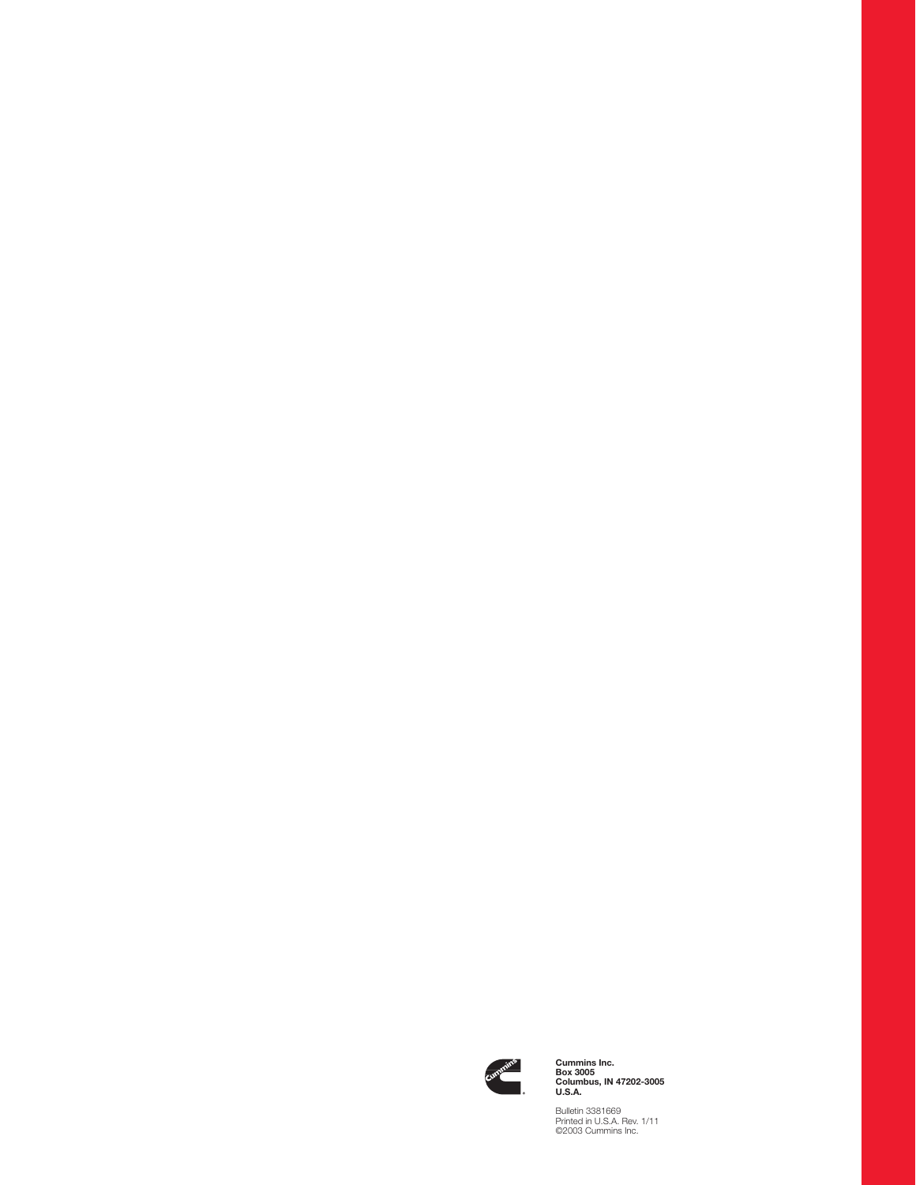**Cummins Inc.**
**Box 3005**
**Columbus, IN 47202-3005**
**U.S.A.**

Bulletin 3381669
Printed in U.S.A. Rev. 1/11
©2003 Cummins Inc.